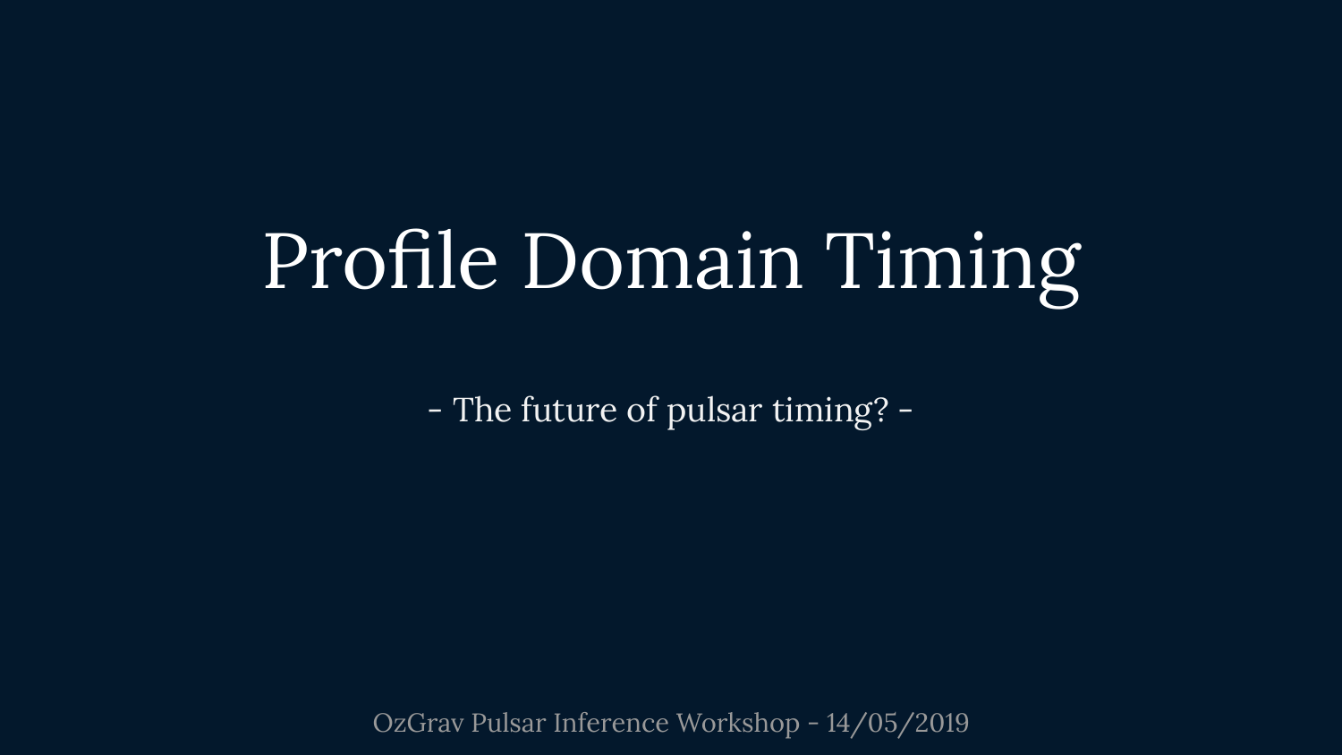# Profile Domain Timing

- The future of pulsar timing? -

OzGrav Pulsar Inference Workshop - 14/05/2019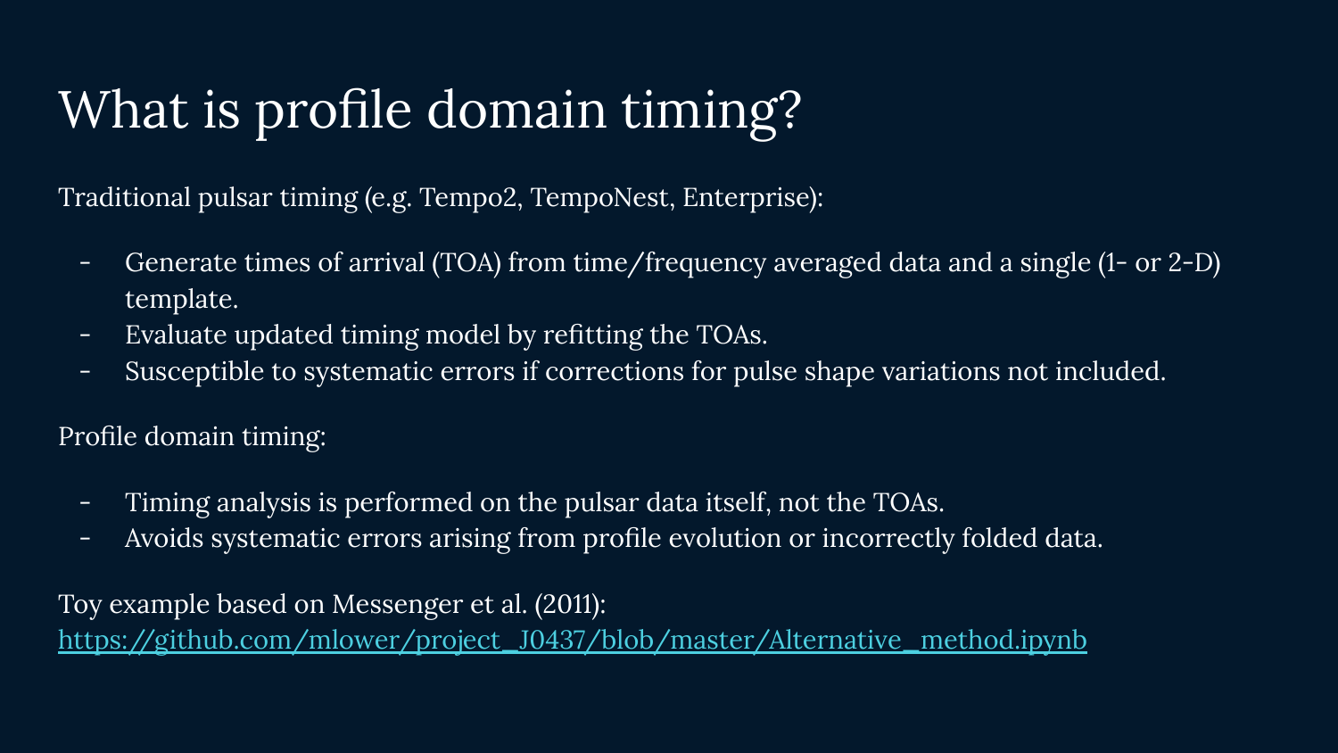# What is profile domain timing?

Traditional pulsar timing (e.g. Tempo2, TempoNest, Enterprise):

- Generate times of arrival (TOA) from time/frequency averaged data and a single (1- or 2-D) template.
- Evaluate updated timing model by refitting the TOAs.
- Susceptible to systematic errors if corrections for pulse shape variations not included.

Profile domain timing:

- Timing analysis is performed on the pulsar data itself, not the TOAs.
- Avoids systematic errors arising from profile evolution or incorrectly folded data.

Toy example based on Messenger et al. (2011):
[https://github.com/mlower/project_J0437/blob/master/Alternative_method.ipynb](https://github.com/mlower/project_J0437/blob/master/Alternative_method.ipynb)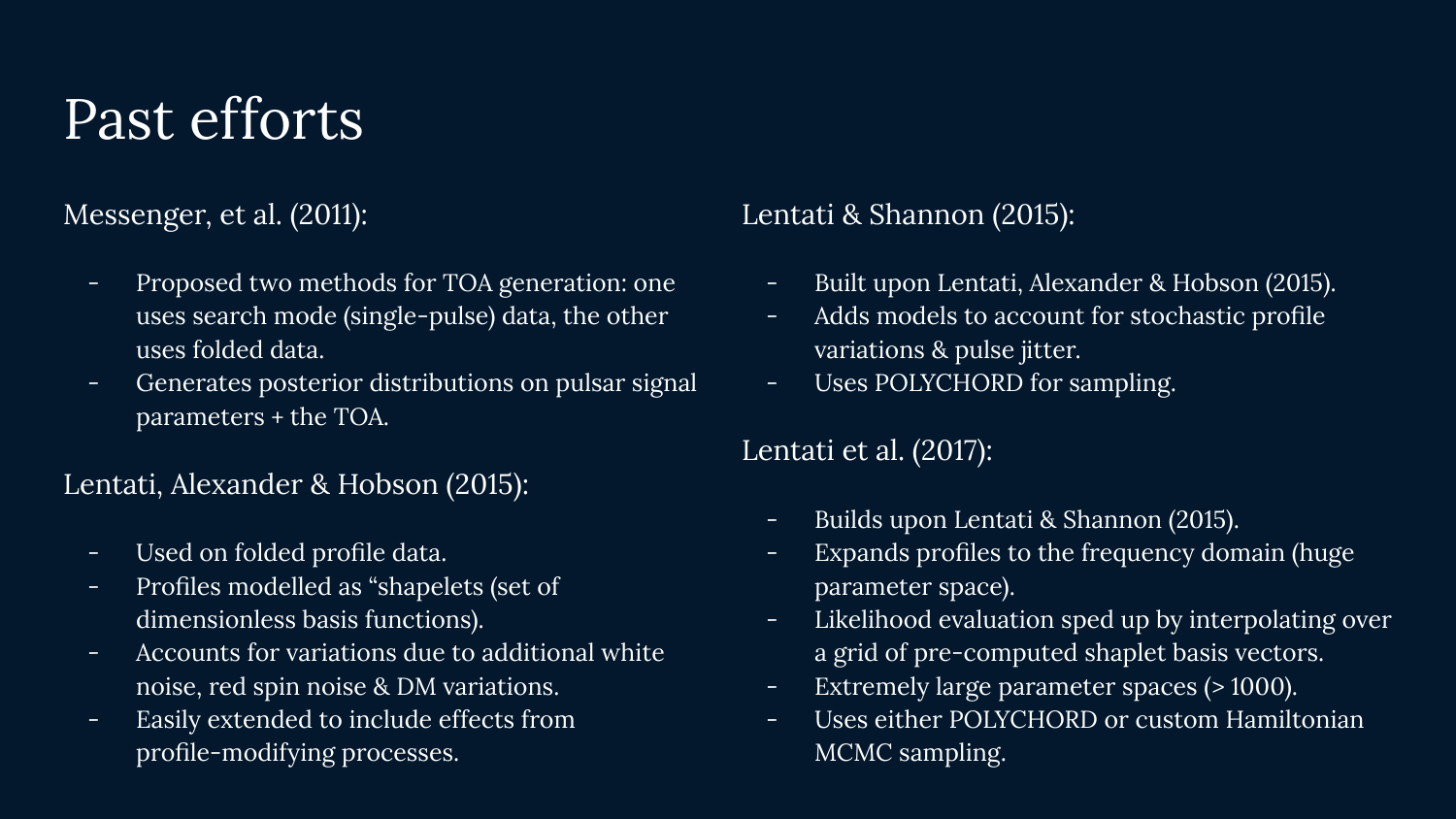# Past efforts

Messenger, et al. (2011):

- Proposed two methods for TOA generation: one uses search mode (single-pulse) data, the other uses folded data.
- Generates posterior distributions on pulsar signal parameters + the TOA.

Lentati, Alexander & Hobson (2015):

- Used on folded profile data.
- Profiles modelled as "shapelets (set of dimensionless basis functions).
- Accounts for variations due to additional white noise, red spin noise & DM variations.
- Easily extended to include effects from profile-modifying processes.

Lentati & Shannon (2015):

- Built upon Lentati, Alexander & Hobson (2015).
- Adds models to account for stochastic profile variations & pulse jitter.
- Uses POLYCHORD for sampling.

Lentati et al. (2017):

- Builds upon Lentati & Shannon (2015).
- Expands profiles to the frequency domain (huge parameter space).
- Likelihood evaluation sped up by interpolating over a grid of pre-computed shaplet basis vectors.
- Extremely large parameter spaces (> 1000).
- Uses either POLYCHORD or custom Hamiltonian MCMC sampling.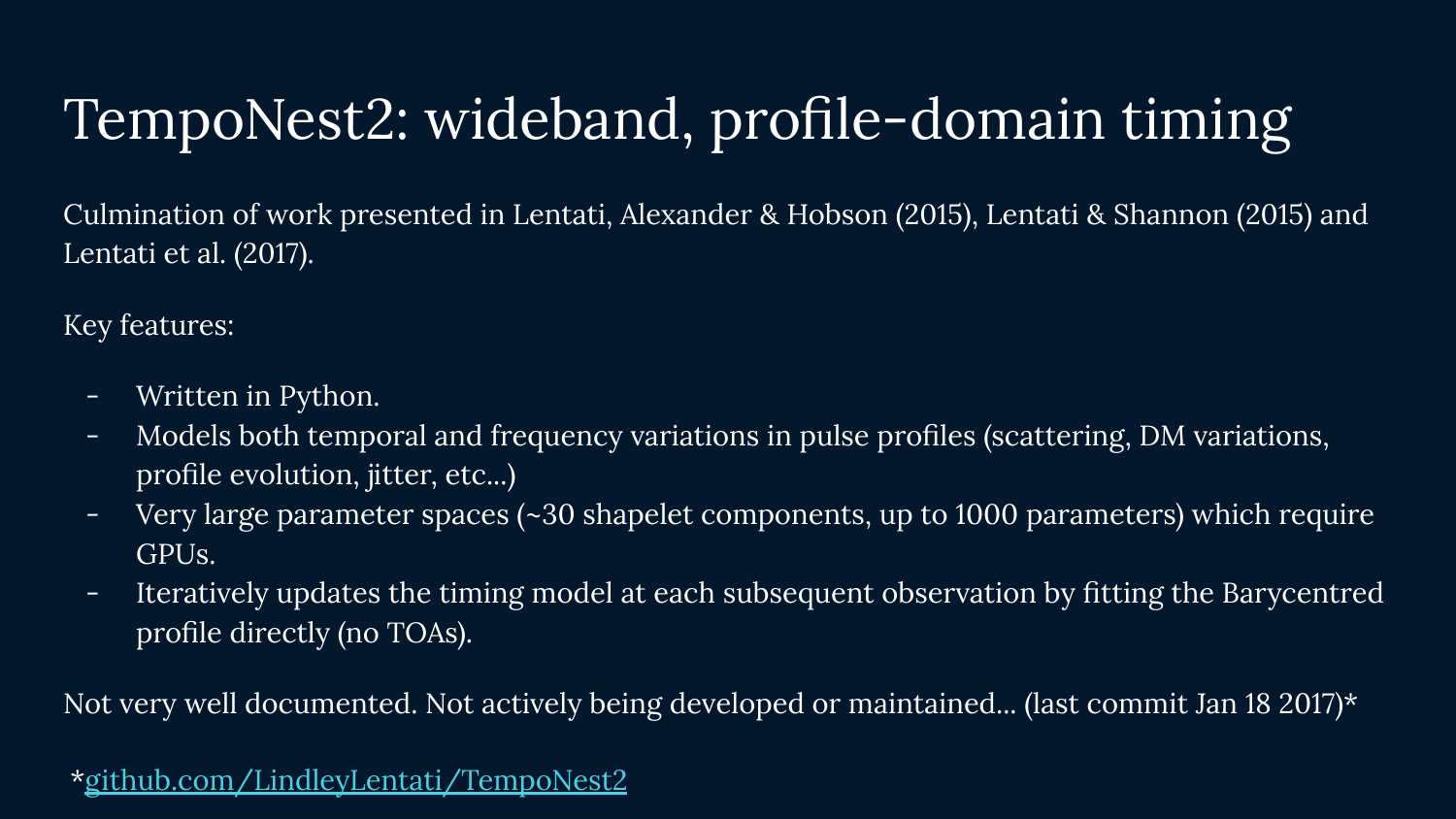# TempoNest2: wideband, profile-domain timing

Culmination of work presented in Lentati, Alexander & Hobson (2015), Lentati & Shannon (2015) and Lentati et al. (2017).

Key features:

- Written in Python.
- Models both temporal and frequency variations in pulse profiles (scattering, DM variations, profile evolution, jitter, etc...)
- Very large parameter spaces (~30 shapelet components, up to 1000 parameters) which require GPUs.
- Iteratively updates the timing model at each subsequent observation by fitting the Barycentred profile directly (no TOAs).

Not very well documented. Not actively being developed or maintained... (last commit Jan 18 2017)*

*github.com/LindleyLentati/TempoNest2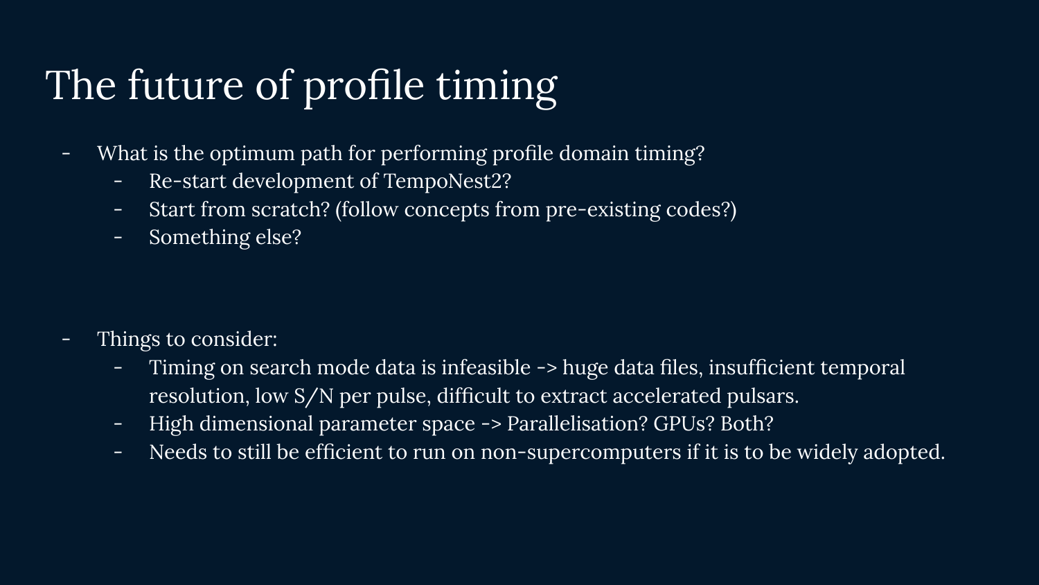# The future of profile timing

- What is the optimum path for performing profile domain timing?
  - Re-start development of TempoNest2?
  - Start from scratch? (follow concepts from pre-existing codes?)
  - Something else?

- Things to consider:
  - Timing on search mode data is infeasible -> huge data files, insufficient temporal resolution, low S/N per pulse, difficult to extract accelerated pulsars.
  - High dimensional parameter space -> Parallelisation? GPUs? Both?
  - Needs to still be efficient to run on non-supercomputers if it is to be widely adopted.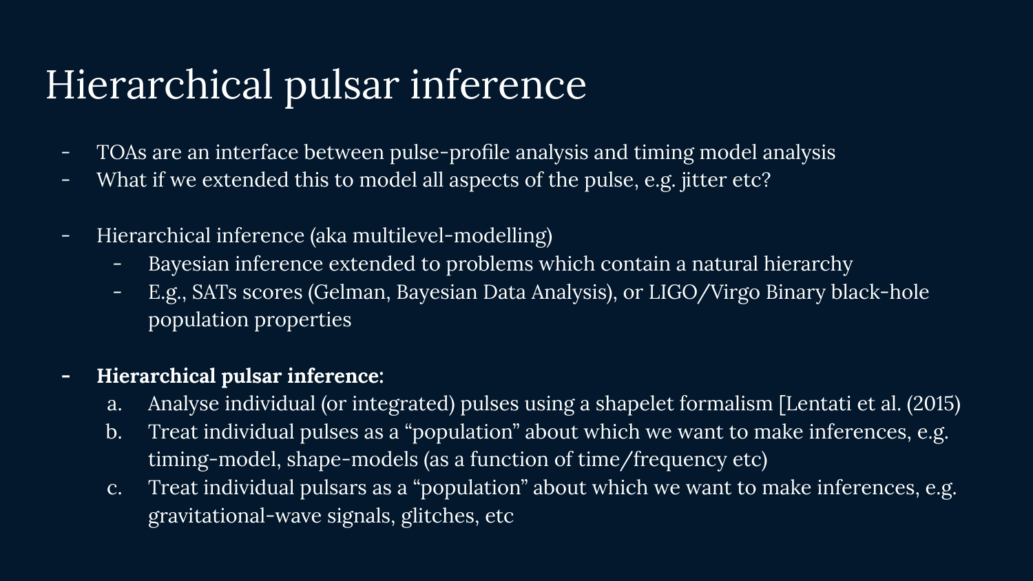# Hierarchical pulsar inference

- TOAs are an interface between pulse-profile analysis and timing model analysis
- What if we extended this to model all aspects of the pulse, e.g. jitter etc?

- Hierarchical inference (aka multilevel-modelling)
  - Bayesian inference extended to problems which contain a natural hierarchy
  - E.g., SATs scores (Gelman, Bayesian Data Analysis), or LIGO/Virgo Binary black-hole population properties

- **Hierarchical pulsar inference:**
  a. Analyse individual (or integrated) pulses using a shapelet formalism [Lentati et al. (2015)
  b. Treat individual pulses as a "population" about which we want to make inferences, e.g. timing-model, shape-models (as a function of time/frequency etc)
  c. Treat individual pulsars as a "population" about which we want to make inferences, e.g. gravitational-wave signals, glitches, etc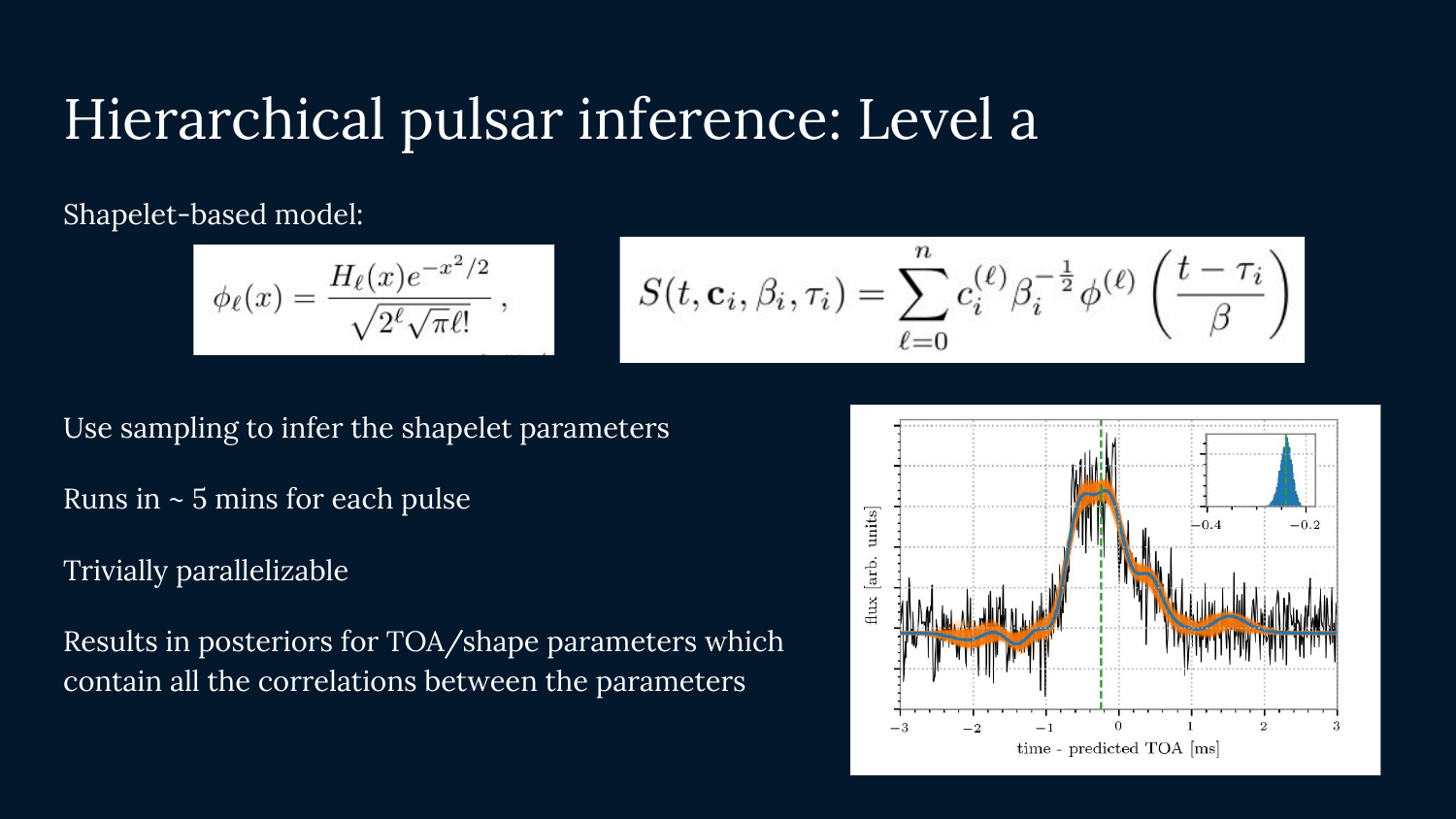# Hierarchical pulsar inference: Level a

Shapelet-based model:

$$\phi_\ell(x) = \frac{H_\ell(x) e^{-x^2/2}}{\sqrt{2^\ell \sqrt{\pi} \ell!}} \,,$$

$$S(t, \mathbf{c}_i, \beta_i, \tau_i) = \sum_{\ell=0}^{n} c_i^{(\ell)} \beta_i^{-\frac{1}{2}} \phi^{(\ell)} \left( \frac{t - \tau_i}{\beta} \right)$$

Use sampling to infer the shapelet parameters

Runs in ~ 5 mins for each pulse

Trivially parallelizable

Results in posteriors for TOA/shape parameters which contain all the correlations between the parameters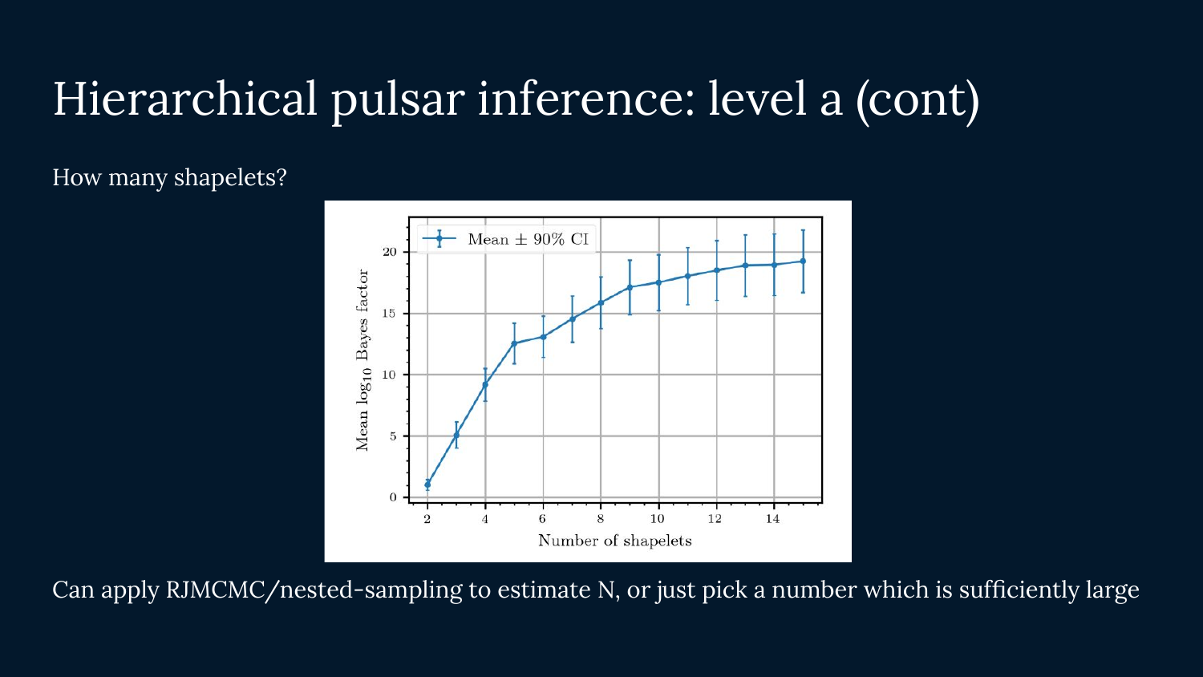# Hierarchical pulsar inference: level a (cont)

How many shapelets?

Can apply RJMCMC/nested-sampling to estimate N, or just pick a number which is sufficiently large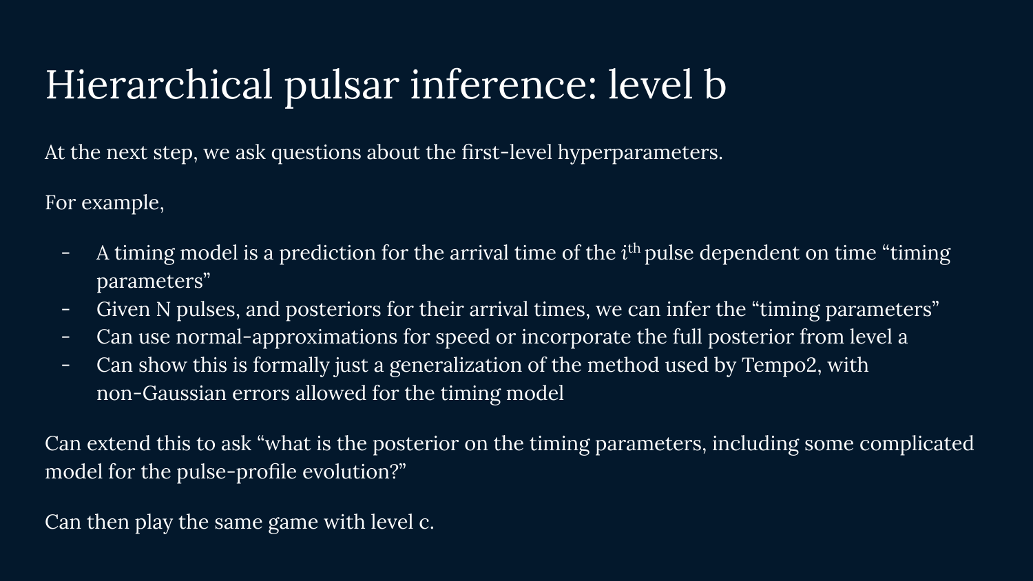# Hierarchical pulsar inference: level b

At the next step, we ask questions about the first-level hyperparameters.

For example,

- A timing model is a prediction for the arrival time of the $i^{\text{th}}$ pulse dependent on time "timing parameters"
- Given N pulses, and posteriors for their arrival times, we can infer the "timing parameters"
- Can use normal-approximations for speed or incorporate the full posterior from level a
- Can show this is formally just a generalization of the method used by Tempo2, with non-Gaussian errors allowed for the timing model

Can extend this to ask "what is the posterior on the timing parameters, including some complicated model for the pulse-profile evolution?"

Can then play the same game with level c.